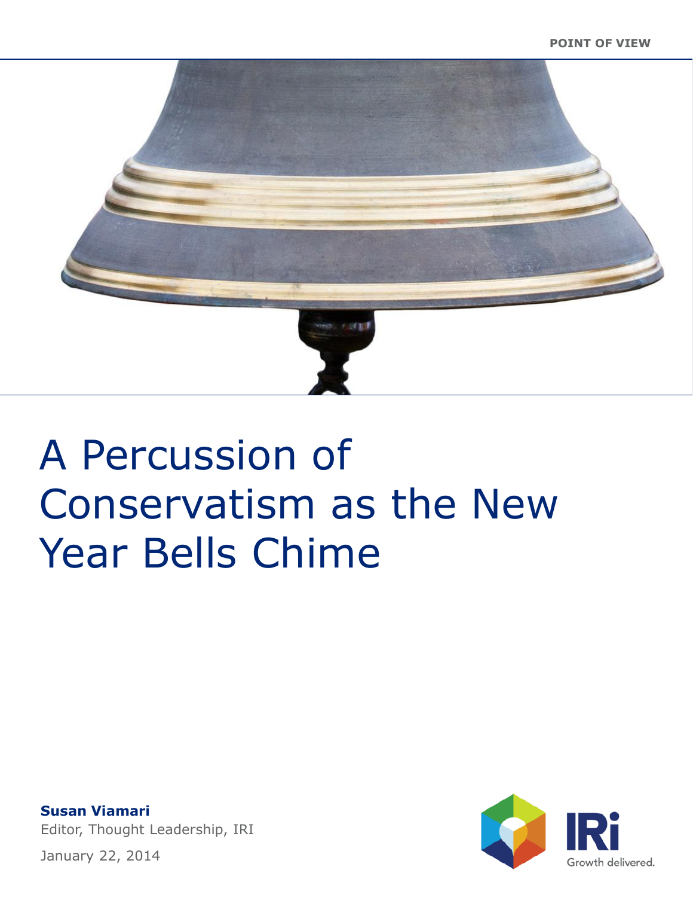POINT OF VIEW

# A Percussion of Conservatism as the New Year Bells Chime

**Susan Viamari**
Editor, Thought Leadership, IRI

January 22, 2014

IRi Growth delivered.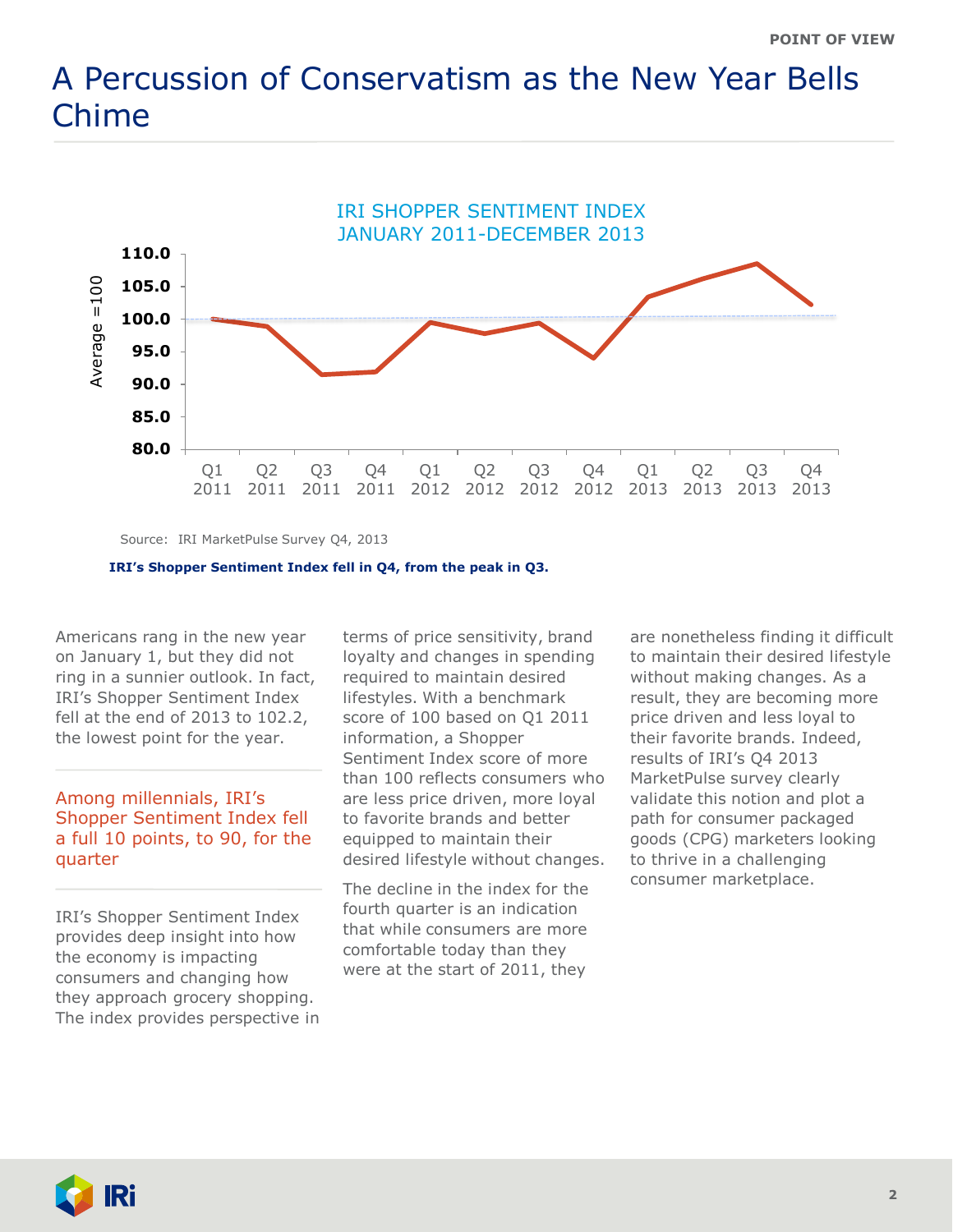# A Percussion of Conservatism as the New Year Bells Chime

IRI SHOPPER SENTIMENT INDEX
JANUARY 2011-DECEMBER 2013

Source: IRI MarketPulse Survey Q4, 2013

**IRI's Shopper Sentiment Index fell in Q4, from the peak in Q3.**

Americans rang in the new year on January 1, but they did not ring in a sunnier outlook. In fact, IRI's Shopper Sentiment Index fell at the end of 2013 to 102.2, the lowest point for the year.

Among millennials, IRI's Shopper Sentiment Index fell a full 10 points, to 90, for the quarter

IRI's Shopper Sentiment Index provides deep insight into how the economy is impacting consumers and changing how they approach grocery shopping. The index provides perspective in terms of price sensitivity, brand loyalty and changes in spending required to maintain desired lifestyles. With a benchmark score of 100 based on Q1 2011 information, a Shopper Sentiment Index score of more than 100 reflects consumers who are less price driven, more loyal to favorite brands and better equipped to maintain their desired lifestyle without changes.

The decline in the index for the fourth quarter is an indication that while consumers are more comfortable today than they were at the start of 2011, they are nonetheless finding it difficult to maintain their desired lifestyle without making changes. As a result, they are becoming more price driven and less loyal to their favorite brands. Indeed, results of IRI's Q4 2013 MarketPulse survey clearly validate this notion and plot a path for consumer packaged goods (CPG) marketers looking to thrive in a challenging consumer marketplace.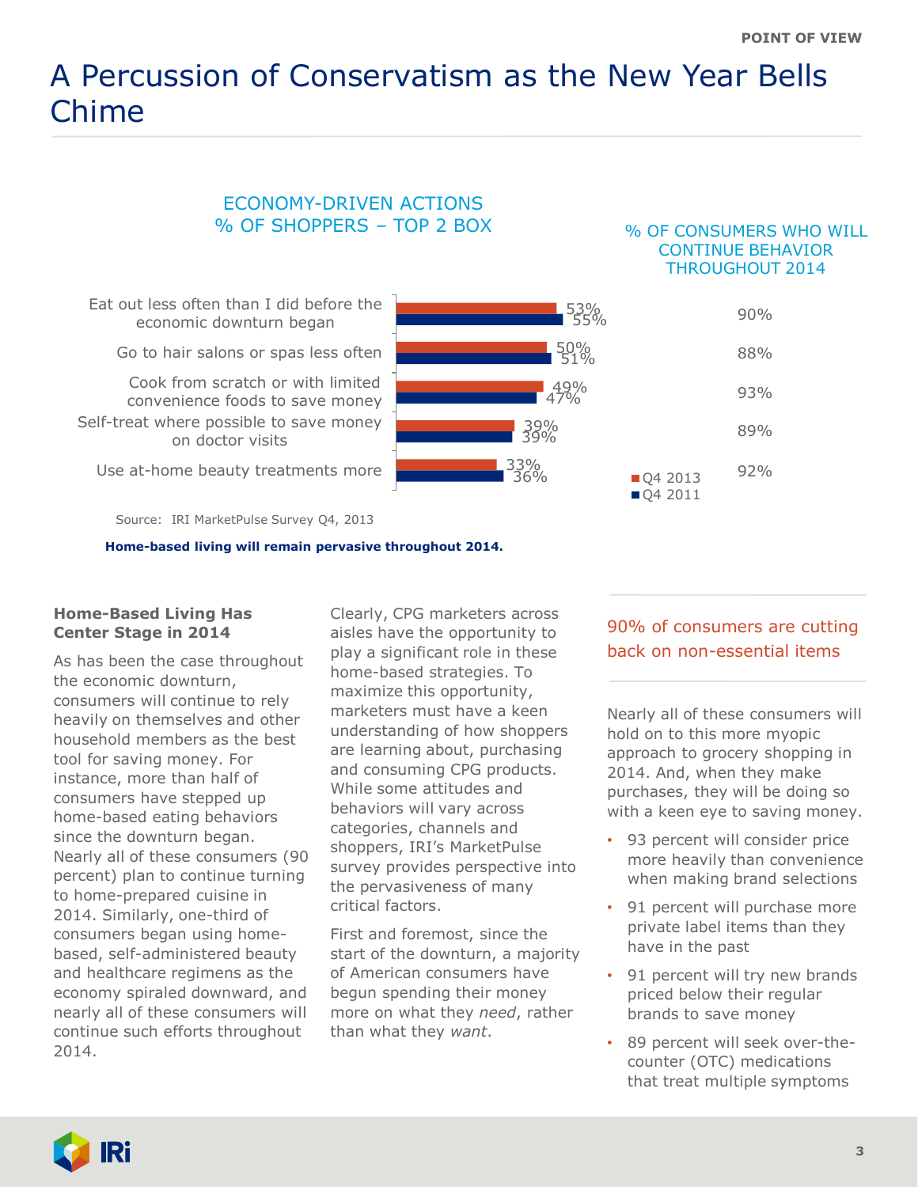# A Percussion of Conservatism as the New Year Bells Chime

## ECONOMY-DRIVEN ACTIONS % OF SHOPPERS – TOP 2 BOX

| Action | Q4 2013 | Q4 2011 | % of Consumers Who Will Continue Behavior Throughout 2014 |
|---|---|---|---|
| Eat out less often than I did before the economic downturn began | 53% | 55% | 90% |
| Go to hair salons or spas less often | 50% | 51% | 88% |
| Cook from scratch or with limited convenience foods to save money | 49% | 47% | 93% |
| Self-treat where possible to save money on doctor visits | 39% | 39% | 89% |
| Use at-home beauty treatments more | 33% | 36% | 92% |

Source: IRI MarketPulse Survey Q4, 2013

**Home-based living will remain pervasive throughout 2014.**

### Home-Based Living Has Center Stage in 2014

As has been the case throughout the economic downturn, consumers will continue to rely heavily on themselves and other household members as the best tool for saving money. For instance, more than half of consumers have stepped up home-based eating behaviors since the downturn began. Nearly all of these consumers (90 percent) plan to continue turning to home-prepared cuisine in 2014. Similarly, one-third of consumers began using home-based, self-administered beauty and healthcare regimens as the economy spiraled downward, and nearly all of these consumers will continue such efforts throughout 2014.

Clearly, CPG marketers across aisles have the opportunity to play a significant role in these home-based strategies. To maximize this opportunity, marketers must have a keen understanding of how shoppers are learning about, purchasing and consuming CPG products. While some attitudes and behaviors will vary across categories, channels and shoppers, IRI's MarketPulse survey provides perspective into the pervasiveness of many critical factors.

First and foremost, since the start of the downturn, a majority of American consumers have begun spending their money more on what they *need*, rather than what they *want*.

> 90% of consumers are cutting back on non-essential items

Nearly all of these consumers will hold on to this more myopic approach to grocery shopping in 2014. And, when they make purchases, they will be doing so with a keen eye to saving money.

- 93 percent will consider price more heavily than convenience when making brand selections
- 91 percent will purchase more private label items than they have in the past
- 91 percent will try new brands priced below their regular brands to save money
- 89 percent will seek over-the-counter (OTC) medications that treat multiple symptoms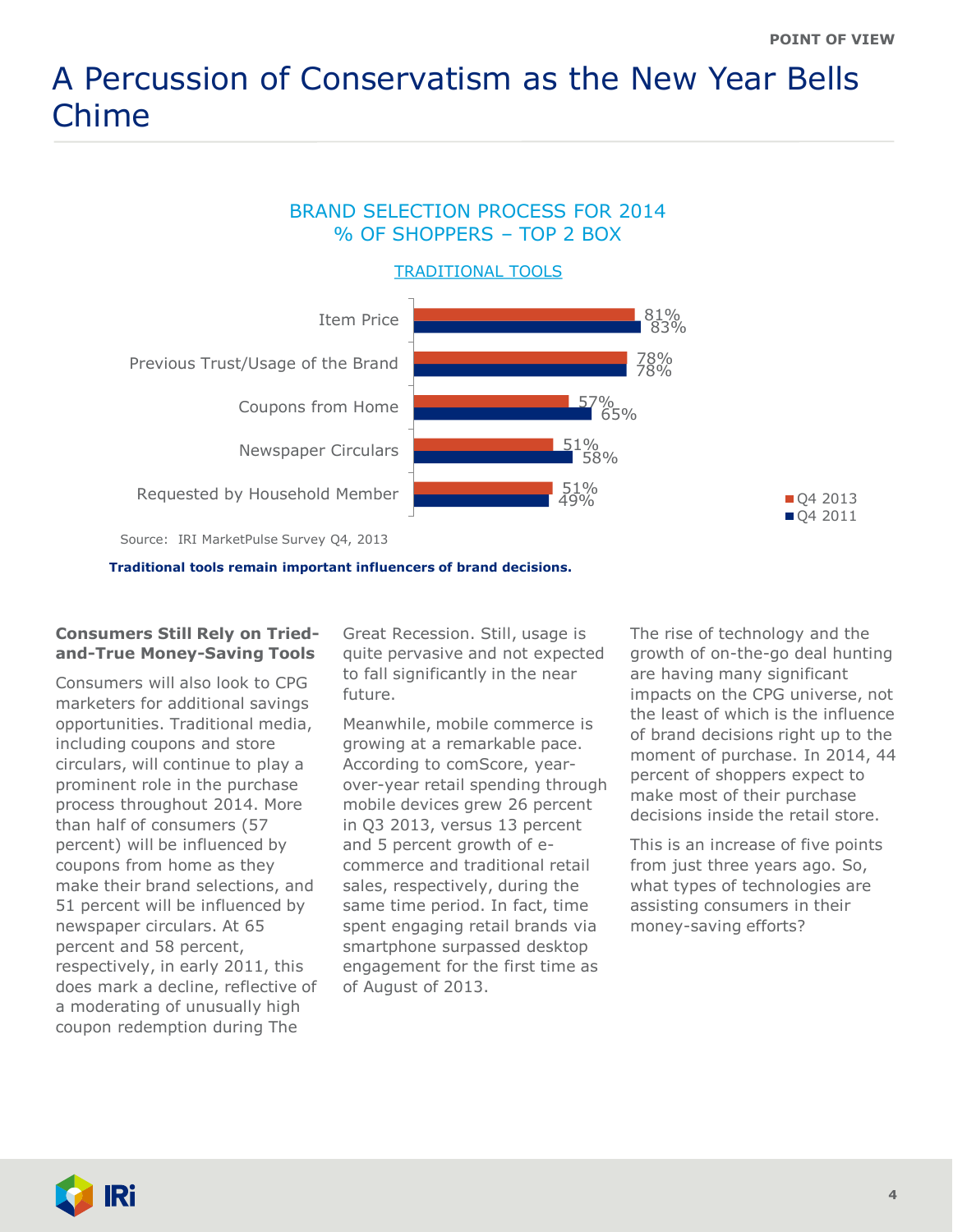# A Percussion of Conservatism as the New Year Bells Chime

BRAND SELECTION PROCESS FOR 2014
% OF SHOPPERS – TOP 2 BOX

TRADITIONAL TOOLS

| | Q4 2013 | Q4 2011 |
|---|---|---|
| Item Price | 81% | 83% |
| Previous Trust/Usage of the Brand | 78% | 78% |
| Coupons from Home | 57% | 65% |
| Newspaper Circulars | 51% | 58% |
| Requested by Household Member | 51% | 49% |

Source: IRI MarketPulse Survey Q4, 2013

**Traditional tools remain important influencers of brand decisions.**

### Consumers Still Rely on Tried-and-True Money-Saving Tools

Consumers will also look to CPG marketers for additional savings opportunities. Traditional media, including coupons and store circulars, will continue to play a prominent role in the purchase process throughout 2014. More than half of consumers (57 percent) will be influenced by coupons from home as they make their brand selections, and 51 percent will be influenced by newspaper circulars. At 65 percent and 58 percent, respectively, in early 2011, this does mark a decline, reflective of a moderating of unusually high coupon redemption during The Great Recession. Still, usage is quite pervasive and not expected to fall significantly in the near future.

Meanwhile, mobile commerce is growing at a remarkable pace. According to comScore, year-over-year retail spending through mobile devices grew 26 percent in Q3 2013, versus 13 percent and 5 percent growth of e-commerce and traditional retail sales, respectively, during the same time period. In fact, time spent engaging retail brands via smartphone surpassed desktop engagement for the first time as of August of 2013.

The rise of technology and the growth of on-the-go deal hunting are having many significant impacts on the CPG universe, not the least of which is the influence of brand decisions right up to the moment of purchase. In 2014, 44 percent of shoppers expect to make most of their purchase decisions inside the retail store.

This is an increase of five points from just three years ago. So, what types of technologies are assisting consumers in their money-saving efforts?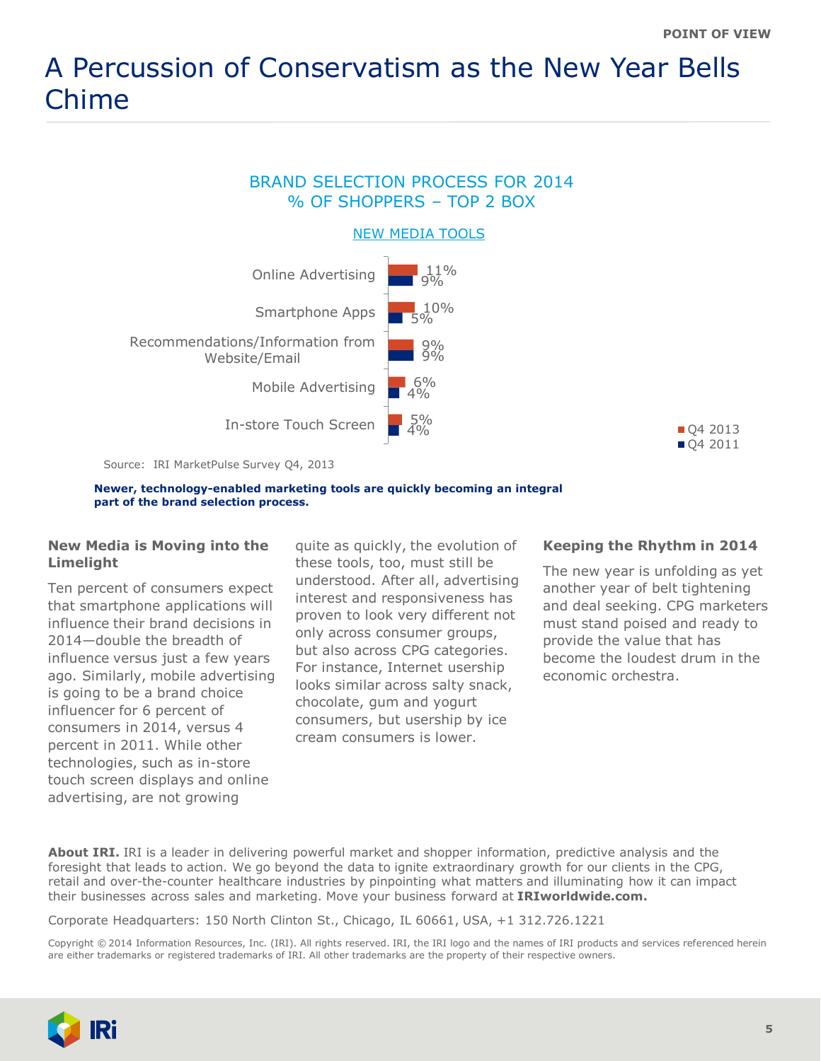# A Percussion of Conservatism as the New Year Bells Chime

BRAND SELECTION PROCESS FOR 2014
% OF SHOPPERS – TOP 2 BOX

NEW MEDIA TOOLS

Online Advertising 11% 9%
Smartphone Apps 10% 5%
Recommendations/Information from Website/Email 9% 9%
Mobile Advertising 6% 4%
In-store Touch Screen 5% 4%

Q4 2013
Q4 2011

Source: IRI MarketPulse Survey Q4, 2013

**Newer, technology-enabled marketing tools are quickly becoming an integral part of the brand selection process.**

### New Media is Moving into the Limelight

Ten percent of consumers expect that smartphone applications will influence their brand decisions in 2014—double the breadth of influence versus just a few years ago. Similarly, mobile advertising is going to be a brand choice influencer for 6 percent of consumers in 2014, versus 4 percent in 2011. While other technologies, such as in-store touch screen displays and online advertising, are not growing quite as quickly, the evolution of these tools, too, must still be understood. After all, advertising interest and responsiveness has proven to look very different not only across consumer groups, but also across CPG categories. For instance, Internet usership looks similar across salty snack, chocolate, gum and yogurt consumers, but usership by ice cream consumers is lower.

### Keeping the Rhythm in 2014

The new year is unfolding as yet another year of belt tightening and deal seeking. CPG marketers must stand poised and ready to provide the value that has become the loudest drum in the economic orchestra.

**About IRI.** IRI is a leader in delivering powerful market and shopper information, predictive analysis and the foresight that leads to action. We go beyond the data to ignite extraordinary growth for our clients in the CPG, retail and over-the-counter healthcare industries by pinpointing what matters and illuminating how it can impact their businesses across sales and marketing. Move your business forward at **IRIworldwide.com.**

Corporate Headquarters: 150 North Clinton St., Chicago, IL 60661, USA, +1 312.726.1221

Copyright © 2014 Information Resources, Inc. (IRI). All rights reserved. IRI, the IRI logo and the names of IRI products and services referenced herein are either trademarks or registered trademarks of IRI. All other trademarks are the property of their respective owners.